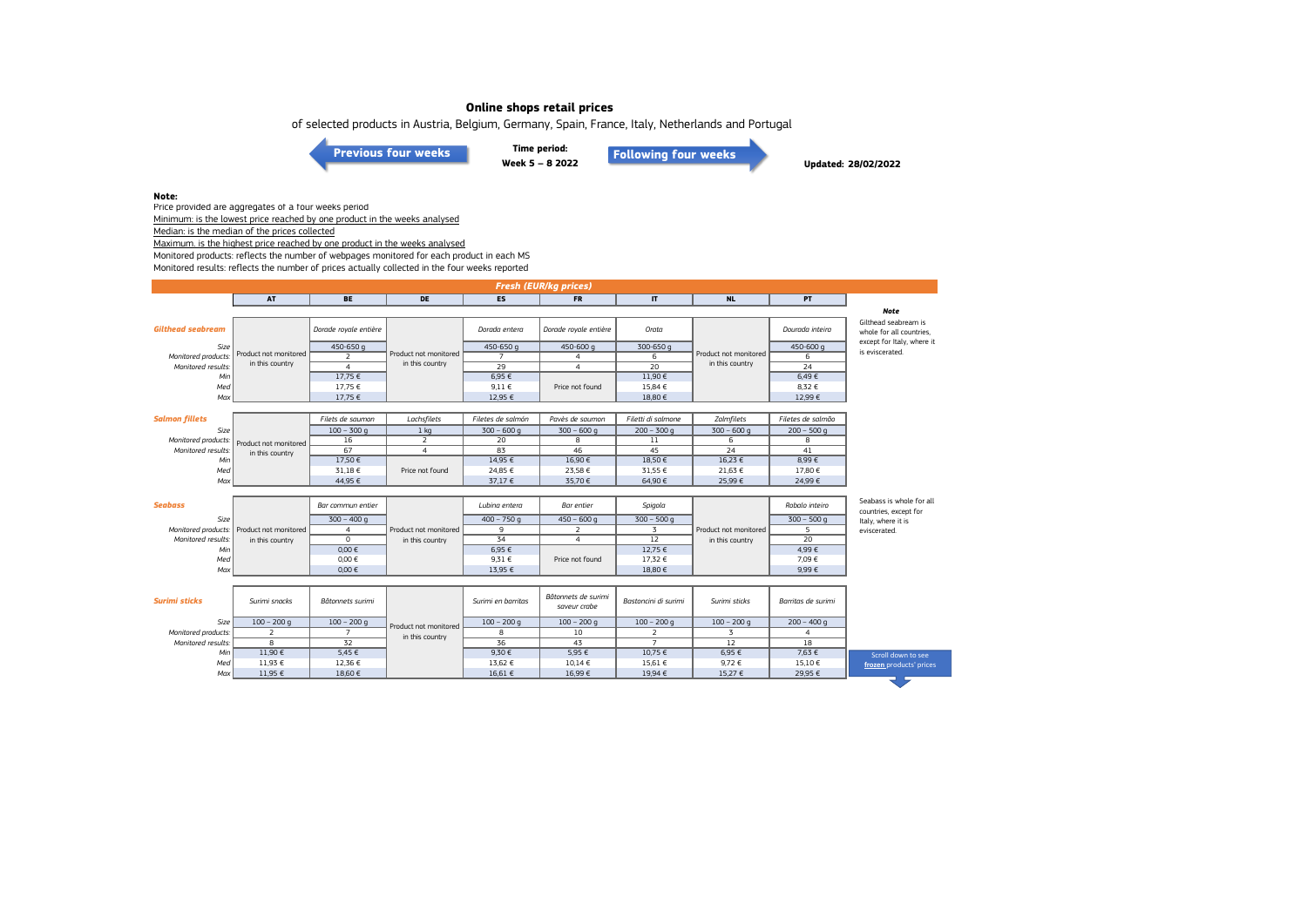# Online shops retail prices

of selected products in Austria, Belgium, Germany, Spain, France, Italy, Netherlands and Portugal

Previous four weeks | **Time period:** **Week 5 – 8 2022** | Following four weeks

**Updated: 28/02/2022**

**Note:**

Price provided are aggregates of a four weeks period

Minimum: is the lowest price reached by one product in the weeks analysed

Median: is the median of the prices collected

Maximum: is the highest price reached by one product in the weeks analysed

Monitored products: reflects the number of webpages monitored for each product in each MS

Monitored results: reflects the number of prices actually collected in the four weeks reported

## Fresh (EUR/kg prices)

| | AT | BE | DE | ES | FR | IT | NL | PT |
|---|---|---|---|---|---|---|---|---|
| **Gilthead seabream** | Product not monitored in this country | *Dorade royale entière* | Product not monitored in this country | *Dorada entera* | *Dorade royale entière* | *Orata* | Product not monitored in this country | *Dourada inteira* |
| *Size* | | 450-650 g | | 450-650 g | 450-600 g | 300-650 g | | 450-600 g |
| *Monitored products:* | | 2 | | 7 | 4 | 6 | | 6 |
| *Monitored results:* | | 4 | | 29 | 4 | 20 | | 24 |
| *Min* | | 17,75 € | | 6,95 € | Price not found | 11,90 € | | 6,49 € |
| *Med* | | 17,75 € | | 9,11 € | | 15,84 € | | 8,32 € |
| *Max* | | 17,75 € | | 12,95 € | | 18,80 € | | 12,99 € |
| **Salmon fillets** | Product not monitored in this country | *Filets de saumon* | *Lachsfilets* | *Filetes de salmón* | *Pavès de saumon* | *Filetti di salmone* | *Zalmfilets* | *Filetes de salmão* |
| *Size* | | 100 – 300 g | 1 kg | 300 – 600 g | 300 – 600 g | 200 – 300 g | 300 – 600 g | 200 – 500 g |
| *Monitored products:* | | 16 | 2 | 20 | 8 | 11 | 6 | 8 |
| *Monitored results:* | | 67 | 4 | 83 | 46 | 45 | 24 | 41 |
| *Min* | | 17,50 € | Price not found | 14,95 € | 16,90 € | 18,50 € | 16,23 € | 8,99 € |
| *Med* | | 31,18 € | | 24,85 € | 23,58 € | 31,55 € | 21,63 € | 17,80 € |
| *Max* | | 44,95 € | | 37,17 € | 35,70 € | 64,90 € | 25,99 € | 24,99 € |
| **Seabass** | Product not monitored in this country | *Bar commun entier* | Product not monitored in this country | *Lubina entera* | *Bar entier* | *Spigola* | Product not monitored in this country | *Robalo inteiro* |
| *Size* | | 300 – 400 g | | 400 – 750 g | 450 – 600 g | 300 – 500 g | | 300 – 500 g |
| *Monitored products:* | | 4 | | 9 | 2 | 3 | | 5 |
| *Monitored results:* | | 0 | | 34 | 4 | 12 | | 20 |
| *Min* | | 0,00 € | | 6,95 € | Price not found | 12,75 € | | 4,99 € |
| *Med* | | 0,00 € | | 9,31 € | | 17,32 € | | 7,09 € |
| *Max* | | 0,00 € | | 13,95 € | | 18,80 € | | 9,99 € |
| **Surimi sticks** | *Surimi snacks* | *Bâtonnets surimi* | Product not monitored in this country | *Surimi en barritas* | *Bâtonnets de surimi saveur crabe* | *Bastoncini di surimi* | *Surimi sticks* | *Barritas de surimi* |
| *Size* | 100 – 200 g | 100 – 200 g | | 100 – 200 g | 100 – 200 g | 100 – 200 g | 100 – 200 g | 200 – 400 g |
| *Monitored products:* | 2 | 7 | | 8 | 10 | 2 | 3 | 4 |
| *Monitored results:* | 8 | 32 | | 36 | 43 | 7 | 12 | 18 |
| *Min* | 11,90 € | 5,45 € | | 9,30 € | 5,95 € | 10,75 € | 6,95 € | 7,63 € |
| *Med* | 11,93 € | 12,36 € | | 13,62 € | 10,14 € | 15,61 € | 9,72 € | 15,10 € |
| *Max* | 11,95 € | 18,60 € | | 16,61 € | 16,99 € | 19,94 € | 15,27 € | 29,95 € |

***Note***

Gilthead seabream is whole for all countries, except for Italy, where it is eviscerated.

Seabass is whole for all countries, except for Italy, where it is eviscerated.

Scroll down to see **frozen** products' prices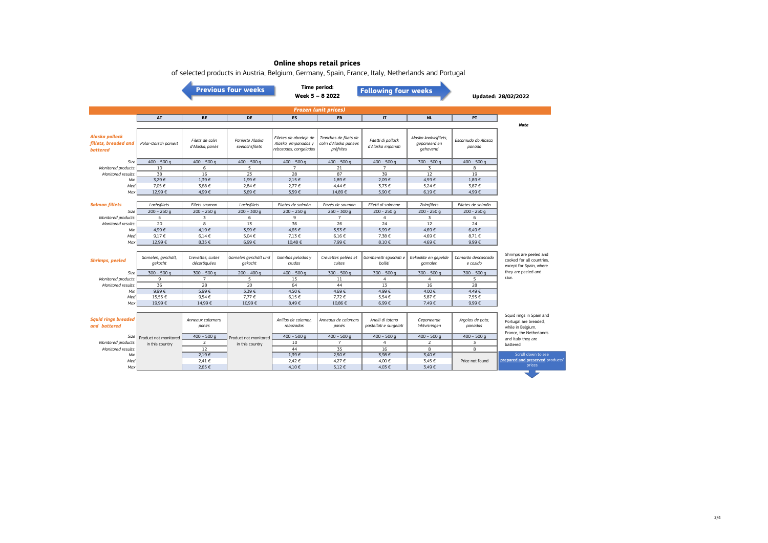# Online shops retail prices

of selected products in Austria, Belgium, Germany, Spain, France, Italy, Netherlands and Portugal

Previous four weeks | **Time period: Week 5 – 8 2022** | Following four weeks

**Updated: 28/02/2022**

## Frozen (unit prices)

| | AT | BE | DE | ES | FR | IT | NL | PT | Note |
|---|---|---|---|---|---|---|---|---|---|
| ***Alaska pollock fillets, breaded and battered*** | *Polar-Dorsch paniert* | *Filets de colin d'Alaska, panés* | *Panierte Alaska seelachsfilets* | *Filetes de abadejo de Alaska, empanados y rebozados, congelados* | *Tranches de filets de colin d'Alaska panées préfrites* | *Filetti di pollack d'Alaska impanati* | *Alaska koolvisfilets, gepaneerd en gehavend* | *Escamudo do Alasca, panado* | |
| *Size* | 400 – 500 g | 400 – 500 g | 400 – 500 g | 400 – 500 g | 400 – 500 g | 400 – 500 g | 300 – 500 g | 400 – 500 g | |
| *Monitored products:* | 10 | 6 | 5 | 7 | 21 | 7 | 3 | 8 | |
| *Monitored results:* | 38 | 16 | 23 | 28 | 87 | 39 | 12 | 19 | |
| *Min* | 3,29 € | 1,39 € | 1,99 € | 2,15 € | 1,89 € | 2,09 € | 4,59 € | 1,89 € | |
| *Med* | 7,05 € | 3,68 € | 2,84 € | 2,77 € | 4,44 € | 3,73 € | 5,24 € | 3,87 € | |
| *Max* | 12,99 € | 4,99 € | 3,69 € | 3,59 € | 14,89 € | 5,90 € | 6,19 € | 4,99 € | |
| ***Salmon fillets*** | *Lachsfilets* | *Filets saumon* | *Lachsfilets* | *Filetes de salmón* | *Pavés de saumon* | *Filetti di salmone* | *Zalmfilets* | *Filetes de salmão* | |
| *Size* | 200 – 250 g | 200 – 250 g | 200 – 250 g | 200 – 250 g | 250 – 300 g | 200 – 250 g | 200 - 250 g | 200 - 250 g | |
| *Monitored products:* | 5 | 3 | 6 | 9 | 7 | 4 | 3 | 6 | |
| *Monitored results:* | 20 | 8 | 13 | 36 | 26 | 24 | 12 | 24 | |
| *Min* | 4,99 € | 4,19 € | 3,99 € | 4,65 € | 3,53 € | 5,99 € | 4,69 € | 6,49 € | |
| *Med* | 9,17 € | 6,14 € | 5,04 € | 7,13 € | 6,16 € | 7,38 € | 4,69 € | 8,71 € | |
| *Max* | 12,99 € | 8,35 € | 6,99 € | 10,48 € | 7,99 € | 8,10 € | 4,69 € | 9,99 € | |
| ***Shrimps, peeled*** | *Garnelen, geschält, gekocht* | *Crevettes, cuites décortiquées* | *Garnelen geschält und gekocht* | *Gambas peladas y crudas* | *Crevettes pelées et cuites* | *Gamberetti sgusciati e bolliti* | *Gekookte en gepelde garnalen* | *Camarão descascado e cozido* | Shrimps are peeled and cooked for all countries, except for Spain, where they are peeled and raw. |
| *Size* | 300 – 500 g | 300 – 500 g | 200 – 400 g | 400 – 500 g | 300 – 500 g | 300 – 500 g | 300 – 500 g | 300 – 500 g | |
| *Monitored products:* | 9 | 7 | 5 | 15 | 11 | 4 | 4 | 5 | |
| *Monitored results:* | 36 | 28 | 20 | 64 | 44 | 13 | 16 | 28 | |
| *Min* | 9,99 € | 5,99 € | 3,39 € | 4,50 € | 4,69 € | 4,99 € | 4,00 € | 4,49 € | |
| *Med* | 15,55 € | 9,54 € | 7,77 € | 6,15 € | 7,72 € | 5,54 € | 5,87 € | 7,55 € | |
| *Max* | 19,99 € | 14,99 € | 10,99 € | 8,49 € | 10,86 € | 6,99 € | 7,49 € | 9,99 € | |
| ***Squid rings breaded and battered*** | Product not monitored in this country | *Anneaux calamars, panés* | Product not monitored in this country | *Anillas de calamar, rebozadas* | *Anneaux de calamars panés* | *Anelli di totano pastellati e surgelati* | *Gepaneerde Inktvisringen* | *Argolas de pota, panadas* | Squid rings in Spain and Portugal are breaded, while in Belgium, France, the Netherlands and Italy they are battered. |
| *Size* | | 400 – 500 g | | 400 – 500 g | 400 – 500 g | 400 – 500 g | 400 – 500 g | 400 – 500 g | |
| *Monitored products:* | | 2 | | 10 | 7 | 4 | 2 | 3 | |
| *Monitored results:* | | 12 | | 44 | 35 | 16 | 8 | 8 | |
| *Min* | | 2,19 € | | 1,39 € | 2,50 € | 3,98 € | 3,40 € | Price not found | |
| *Med* | | 2,41 € | | 2,42 € | 4,27 € | 4,00 € | 3,45 € | | |
| *Max* | | 2,65 € | | 4,10 € | 5,12 € | 4,03 € | 3,49 € | | |

Scroll down to see prepared and preserved products' prices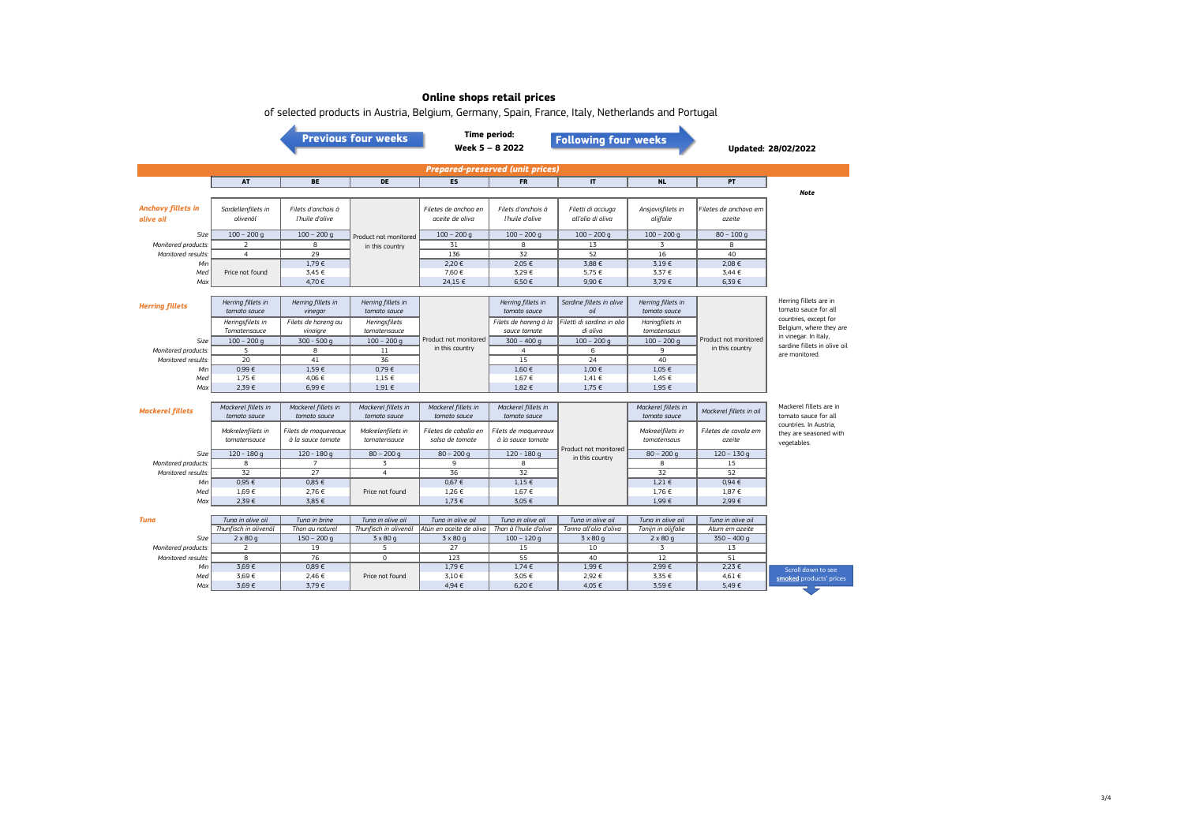# Online shops retail prices

of selected products in Austria, Belgium, Germany, Spain, France, Italy, Netherlands and Portugal

Previous four weeks | **Time period: Week 5 – 8 2022** | Following four weeks

**Updated: 28/02/2022**

## Prepared-preserved (unit prices)

| | AT | BE | DE | ES | FR | IT | NL | PT | Note |
|---|---|---|---|---|---|---|---|---|---|
| **Anchovy fillets in olive oil** | *Sardellenfilets in olivenöl* | *Filets d'anchois à l'huile d'olive* | Product not monitored in this country | *Filetes de anchoa en aceite de oliva* | *Filets d'anchois à l'huile d'olive* | *Filetti di acciuga all'olio di oliva* | *Ansjovisfilets in olijfolie* | *Filetes de anchova em azeite* | |
| *Size* | 100 – 200 g | 100 – 200 g | | 100 – 200 g | 100 – 200 g | 100 – 200 g | 100 – 200 g | 80 – 100 g | |
| *Monitored products:* | 2 | 8 | | 31 | 8 | 13 | 3 | 8 | |
| *Monitored results:* | 4 | 29 | | 136 | 32 | 52 | 16 | 40 | |
| *Min* | Price not found | 1,79 € | | 2,20 € | 2,05 € | 3,88 € | 3,19 € | 2,08 € | |
| *Med* | | 3,45 € | | 7,60 € | 3,29 € | 5,75 € | 3,37 € | 3,44 € | |
| *Max* | | 4,70 € | | 24,15 € | 6,50 € | 9,90 € | 3,79 € | 6,39 € | |
| **Herring fillets** | *Herring fillets in tomato sauce* | *Herring fillets in vinegar* | *Herring fillets in tomato sauce* | Product not monitored in this country | *Herring fillets in tomato sauce* | *Sardine fillets in olive oil* | *Herring fillets in tomato sauce* | Product not monitored in this country | Herring fillets are in tomato sauce for all countries, except for Belgium, where they are in vinegar. In Italy, sardine fillets in olive oil are monitored. |
| | *Heringsfilets in Tomatensauce* | *Filets de hareng au vinaigre* | *Heringsfilets tomatensauce* | | *Filets de hareng à la sauce tomate* | *Filetti di sardina in olio di oliva* | *Haringfilets in tomatensaus* | | |
| *Size* | 100 – 200 g | 300 – 500 g | 100 – 200 g | | 300 – 400 g | 100 – 200 g | 100 – 200 g | | |
| *Monitored products:* | 5 | 8 | 11 | | 4 | 6 | 9 | | |
| *Monitored results:* | 20 | 41 | 36 | | 15 | 24 | 40 | | |
| *Min* | 0,99 € | 1,59 € | 0,79 € | | 1,60 € | 1,00 € | 1,05 € | | |
| *Med* | 1,75 € | 4,06 € | 1,15 € | | 1,67 € | 1,41 € | 1,45 € | | |
| *Max* | 2,39 € | 6,99 € | 1,91 € | | 1,82 € | 1,75 € | 1,95 € | | |
| **Mackerel fillets** | *Mackerel fillets in tomato sauce* | *Mackerel fillets in tomato sauce* | *Mackerel fillets in tomato sauce* | *Mackerel fillets in tomato sauce* | *Mackerel fillets in tomato sauce* | Product not monitored in this country | *Mackerel fillets in tomato sauce* | *Mackerel fillets in oil* | Mackerel fillets are in tomato sauce for all countries. In Austria, they are seasoned with vegetables. |
| | *Makrelenfilets in tomatensauce* | *Filets de maquereaux à la sauce tomate* | *Makrelenfilets in tomatensauce* | *Filetes de caballa en salsa de tomate* | *Filets de maquereaux à la sauce tomate* | | *Makreelfilets in tomatensaus* | *Filetes de cavala em azeite* | |
| *Size* | 120 - 180 g | 120 - 180 g | 80 – 200 g | 80 – 200 g | 120 - 180 g | | 80 – 200 g | 120 – 130 g | |
| *Monitored products:* | 8 | 7 | 3 | 9 | 8 | | 8 | 15 | |
| *Monitored results:* | 32 | 27 | 4 | 36 | 32 | | 32 | 52 | |
| *Min* | 0,95 € | 0,85 € | Price not found | 0,67 € | 1,15 € | | 1,21 € | 0,94 € | |
| *Med* | 1,69 € | 2,76 € | | 1,26 € | 1,67 € | | 1,76 € | 1,87 € | |
| *Max* | 2,39 € | 3,85 € | | 1,73 € | 3,05 € | | 1,99 € | 2,99 € | |
| **Tuna** | *Tuna in olive oil* | *Tuna in brine* | *Tuna in olive oil* | *Tuna in olive oil* | *Tuna in olive oil* | *Tuna in olive oil* | *Tuna in olive oil* | *Tuna in olive oil* | |
| | *Thunfisch in olivenöl* | *Thon au naturel* | *Thunfisch in olivenöl* | *Atún en aceite de oliva* | *Thon à l'huile d'olive* | *Tonno all'olio d'oliva* | *Tonijn in olijfolie* | *Atum em azeite* | |
| *Size* | 2 x 80 g | 150 – 200 g | 3 x 80 g | 3 x 80 g | 100 – 120 g | 3 x 80 g | 2 x 80 g | 350 – 400 g | |
| *Monitored products:* | 2 | 19 | 5 | 27 | 15 | 10 | 3 | 13 | |
| *Monitored results:* | 8 | 76 | 0 | 123 | 55 | 40 | 12 | 51 | |
| *Min* | 3,69 € | 0,89 € | Price not found | 1,79 € | 1,74 € | 1,99 € | 2,99 € | 2,23 € | |
| *Med* | 3,69 € | 2,46 € | | 3,10 € | 3,05 € | 2,92 € | 3,35 € | 4,61 € | |
| *Max* | 3,69 € | 3,79 € | | 4,94 € | 6,20 € | 4,05 € | 3,59 € | 5,49 € | |

Scroll down to see **smoked** products' prices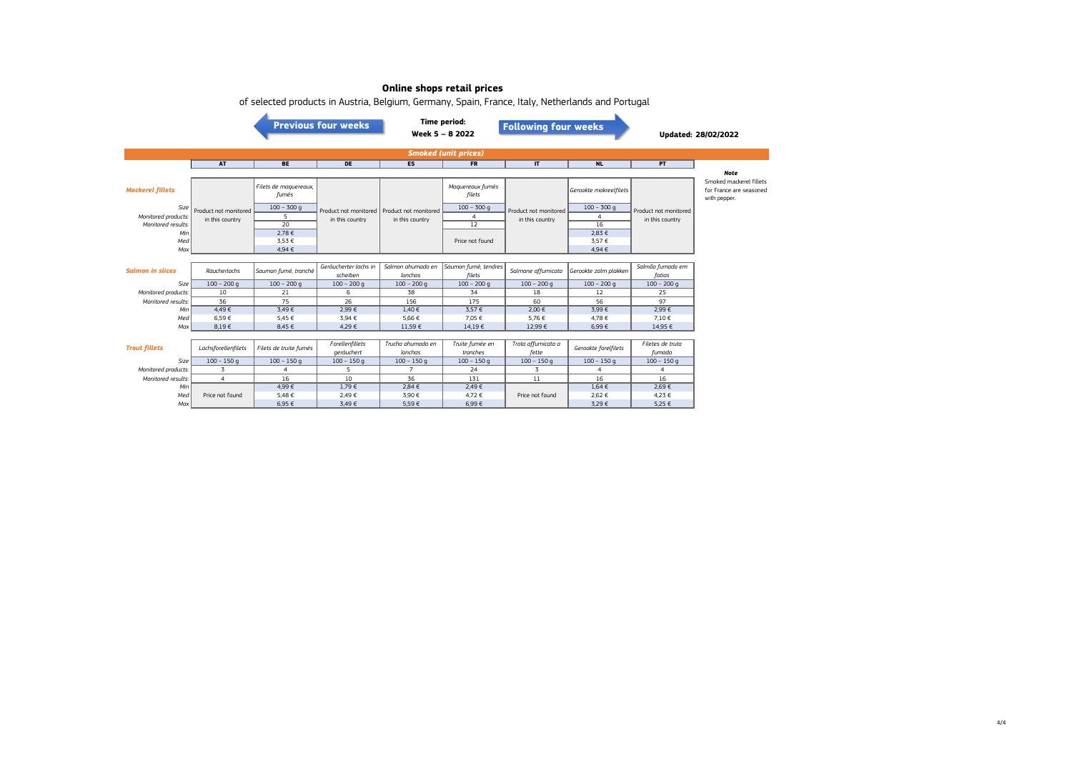# Online shops retail prices

of selected products in Austria, Belgium, Germany, Spain, France, Italy, Netherlands and Portugal

Previous four weeks

**Time period:**
**Week 5 – 8 2022**

Following four weeks

**Updated: 28/02/2022**

## Smoked (unit prices)

| | AT | BE | DE | ES | FR | IT | NL | PT |
|---|---|---|---|---|---|---|---|---|
| ***Mackerel fillets*** | Product not monitored in this country | *Filets de maquereaux, fumés* | Product not monitored in this country | Product not monitored in this country | *Maquereaux fumés filets* | Product not monitored in this country | *Gerookte makreelfilets* | Product not monitored in this country |
| *Size* | | 100 – 300 g | | | 100 – 300 g | | 100 – 300 g | |
| *Monitored products:* | | 5 | | | 4 | | 4 | |
| *Monitored results:* | | 20 | | | 12 | | 16 | |
| *Min* | | 2,78 € | | | Price not found | | 2,83 € | |
| *Med* | | 3,53 € | | | | | 3,57 € | |
| *Max* | | 4,94 € | | | | | 4,94 € | |
| ***Salmon in slices*** | *Räucherlachs* | *Saumon fumé, tranché* | *Geräucherter lachs in scheiben* | *Salmon ahumado en lonchas* | *Saumon fumé, tendres filets* | *Salmone affumicato* | *Gerookte zalm plakken* | *Salmão fumado em fatias* |
| *Size* | 100 – 200 g | 100 – 200 g | 100 – 200 g | 100 – 200 g | 100 – 200 g | 100 – 200 g | 100 – 200 g | 100 – 200 g |
| *Monitored products:* | 10 | 21 | 6 | 38 | 34 | 18 | 12 | 25 |
| *Monitored results:* | 36 | 75 | 26 | 156 | 175 | 60 | 56 | 97 |
| *Min* | 4,49 € | 3,49 € | 2,99 € | 1,40 € | 3,57 € | 2,00 € | 3,99 € | 2,99 € |
| *Med* | 6,59 € | 5,45 € | 3,94 € | 5,66 € | 7,05 € | 5,76 € | 4,78 € | 7,10 € |
| *Max* | 8,19 € | 8,45 € | 4,29 € | 11,59 € | 14,19 € | 12,99 € | 6,99 € | 14,95 € |
| ***Trout fillets*** | *Lachsforellenfilets* | *Filets de truite fumés* | *Forellenfillets geräuchert* | *Trucha ahumada en lonchas* | *Truite fumée en tranches* | *Trota affumicata a fette* | *Gerookte forelfilets* | *Filetes de truta fumada* |
| *Size* | 100 – 150 g | 100 – 150 g | 100 – 150 g | 100 – 150 g | 100 – 150 g | 100 – 150 g | 100 – 150 g | 100 – 150 g |
| *Monitored products:* | 3 | 4 | 5 | 7 | 24 | 3 | 4 | 4 |
| *Monitored results:* | 4 | 16 | 10 | 36 | 131 | 11 | 16 | 16 |
| *Min* | Price not found | 4,99 € | 1,79 € | 2,84 € | 2,49 € | Price not found | 1,64 € | 2,69 € |
| *Med* | | 5,48 € | 2,49 € | 3,90 € | 4,72 € | | 2,62 € | 4,23 € |
| *Max* | | 6,95 € | 3,49 € | 5,59 € | 6,99 € | | 3,29 € | 5,25 € |

***Note***

Smoked mackerel fillets for France are seasoned with pepper.